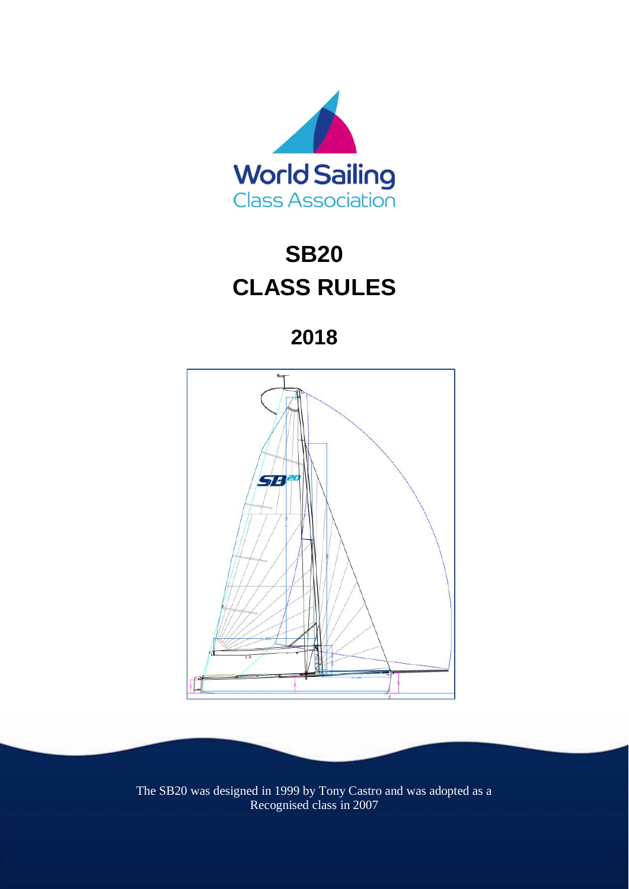World Sailing
Class Association

# SB20
# CLASS RULES

## 2018

The SB20 was designed in 1999 by Tony Castro and was adopted as a Recognised class in 2007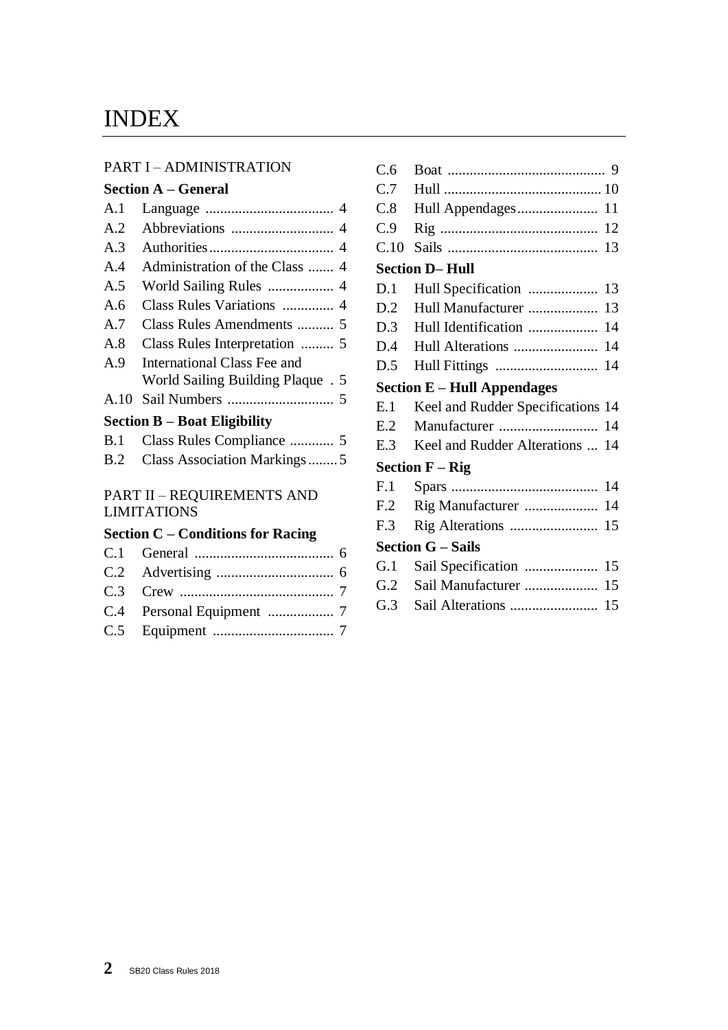# INDEX

PART I – ADMINISTRATION

**Section A – General**

A.1 Language .................................... 4
A.2 Abbreviations ............................ 4
A.3 Authorities.................................. 4
A.4 Administration of the Class ....... 4
A.5 World Sailing Rules .................. 4
A.6 Class Rules Variations .............. 4
A.7 Class Rules Amendments .......... 5
A.8 Class Rules Interpretation ......... 5
A.9 International Class Fee and World Sailing Building Plaque . 5
A.10 Sail Numbers ............................. 5

**Section B – Boat Eligibility**

B.1 Class Rules Compliance ............ 5
B.2 Class Association Markings........5

PART II – REQUIREMENTS AND LIMITATIONS

**Section C – Conditions for Racing**

C.1 General ...................................... 6
C.2 Advertising ................................ 6
C.3 Crew .......................................... 7
C.4 Personal Equipment .................. 7
C.5 Equipment ................................. 7
C.6 Boat ........................................... 9
C.7 Hull ........................................... 10
C.8 Hull Appendages...................... 11
C.9 Rig ............................................ 12
C.10 Sails ......................................... 13

**Section D– Hull**

D.1 Hull Specification ................... 13
D.2 Hull Manufacturer ................... 13
D.3 Hull Identification ................... 14
D.4 Hull Alterations ....................... 14
D.5 Hull Fittings ............................ 14

**Section E – Hull Appendages**

E.1 Keel and Rudder Specifications 14
E.2 Manufacturer ........................... 14
E.3 Keel and Rudder Alterations ... 14

**Section F – Rig**

F.1 Spars ........................................ 14
F.2 Rig Manufacturer .................... 14
F.3 Rig Alterations ........................ 15

**Section G – Sails**

G.1 Sail Specification .................... 15
G.2 Sail Manufacturer .................... 15
G.3 Sail Alterations ........................ 15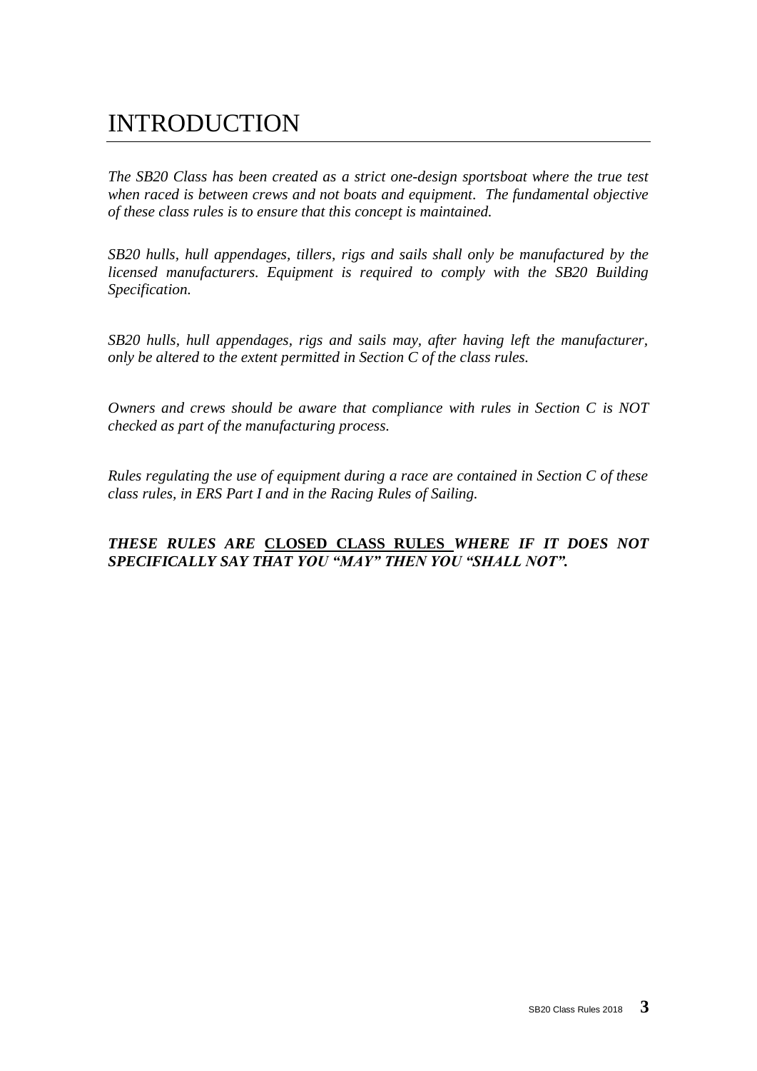# INTRODUCTION

*The SB20 Class has been created as a strict one-design sportsboat where the true test when raced is between crews and not boats and equipment. The fundamental objective of these class rules is to ensure that this concept is maintained.*

*SB20 hulls, hull appendages, tillers, rigs and sails shall only be manufactured by the licensed manufacturers. Equipment is required to comply with the SB20 Building Specification.*

*SB20 hulls, hull appendages, rigs and sails may, after having left the manufacturer, only be altered to the extent permitted in Section C of the class rules.*

*Owners and crews should be aware that compliance with rules in Section C is NOT checked as part of the manufacturing process.*

*Rules regulating the use of equipment during a race are contained in Section C of these class rules, in ERS Part I and in the Racing Rules of Sailing.*

***THESE RULES ARE* <u>CLOSED CLASS RULES</u> *WHERE IF IT DOES NOT SPECIFICALLY SAY THAT YOU "MAY" THEN YOU "SHALL NOT".***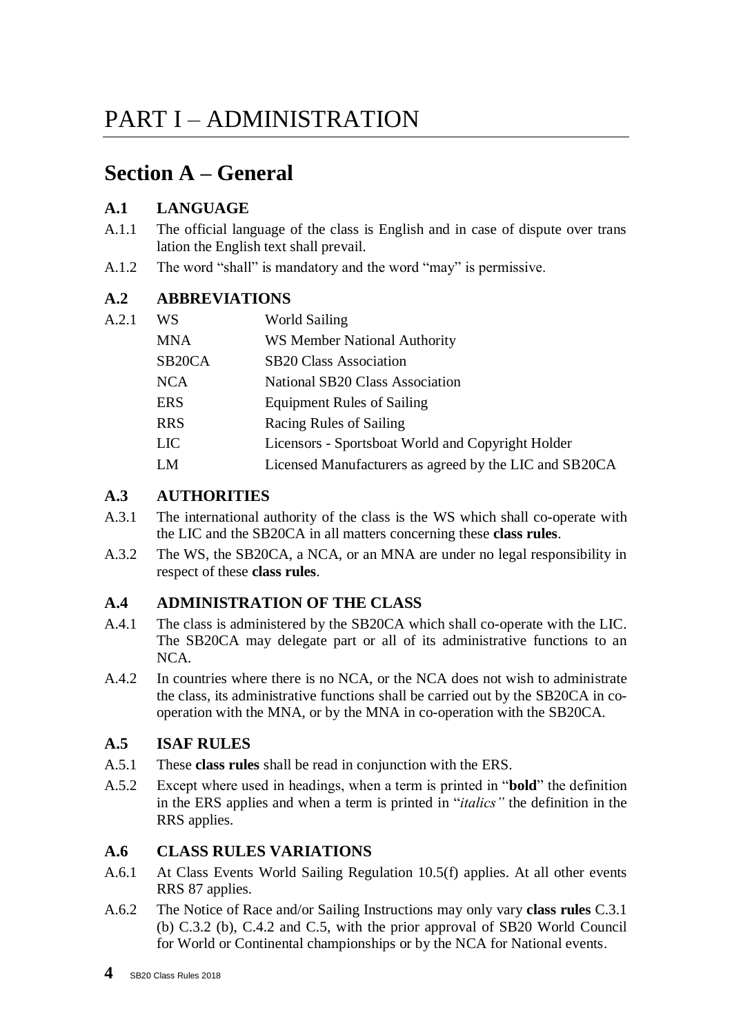# PART I – ADMINISTRATION

## Section A – General

### A.1 LANGUAGE

A.1.1 The official language of the class is English and in case of dispute over trans lation the English text shall prevail.

A.1.2 The word "shall" is mandatory and the word "may" is permissive.

### A.2 ABBREVIATIONS

A.2.1

| | |
|---|---|
| WS | World Sailing |
| MNA | WS Member National Authority |
| SB20CA | SB20 Class Association |
| NCA | National SB20 Class Association |
| ERS | Equipment Rules of Sailing |
| RRS | Racing Rules of Sailing |
| LIC | Licensors - Sportsboat World and Copyright Holder |
| LM | Licensed Manufacturers as agreed by the LIC and SB20CA |

### A.3 AUTHORITIES

A.3.1 The international authority of the class is the WS which shall co-operate with the LIC and the SB20CA in all matters concerning these **class rules**.

A.3.2 The WS, the SB20CA, a NCA, or an MNA are under no legal responsibility in respect of these **class rules**.

### A.4 ADMINISTRATION OF THE CLASS

A.4.1 The class is administered by the SB20CA which shall co-operate with the LIC. The SB20CA may delegate part or all of its administrative functions to an NCA.

A.4.2 In countries where there is no NCA, or the NCA does not wish to administrate the class, its administrative functions shall be carried out by the SB20CA in co-operation with the MNA, or by the MNA in co-operation with the SB20CA.

### A.5 ISAF RULES

A.5.1 These **class rules** shall be read in conjunction with the ERS.

A.5.2 Except where used in headings, when a term is printed in "**bold**" the definition in the ERS applies and when a term is printed in "*italics"* the definition in the RRS applies.

### A.6 CLASS RULES VARIATIONS

A.6.1 At Class Events World Sailing Regulation 10.5(f) applies. At all other events RRS 87 applies.

A.6.2 The Notice of Race and/or Sailing Instructions may only vary **class rules** C.3.1 (b) C.3.2 (b), C.4.2 and C.5, with the prior approval of SB20 World Council for World or Continental championships or by the NCA for National events.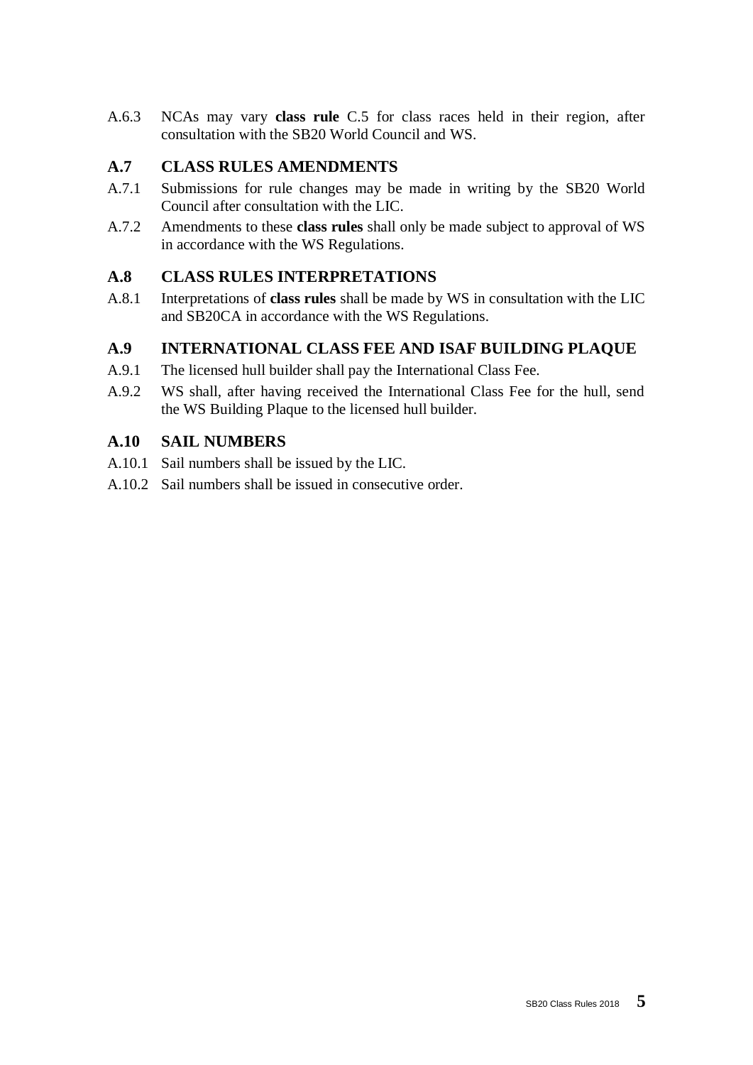A.6.3 NCAs may vary **class rule** C.5 for class races held in their region, after consultation with the SB20 World Council and WS.

## A.7 CLASS RULES AMENDMENTS

A.7.1 Submissions for rule changes may be made in writing by the SB20 World Council after consultation with the LIC.

A.7.2 Amendments to these **class rules** shall only be made subject to approval of WS in accordance with the WS Regulations.

## A.8 CLASS RULES INTERPRETATIONS

A.8.1 Interpretations of **class rules** shall be made by WS in consultation with the LIC and SB20CA in accordance with the WS Regulations.

## A.9 INTERNATIONAL CLASS FEE AND ISAF BUILDING PLAQUE

A.9.1 The licensed hull builder shall pay the International Class Fee.

A.9.2 WS shall, after having received the International Class Fee for the hull, send the WS Building Plaque to the licensed hull builder.

## A.10 SAIL NUMBERS

A.10.1 Sail numbers shall be issued by the LIC.

A.10.2 Sail numbers shall be issued in consecutive order.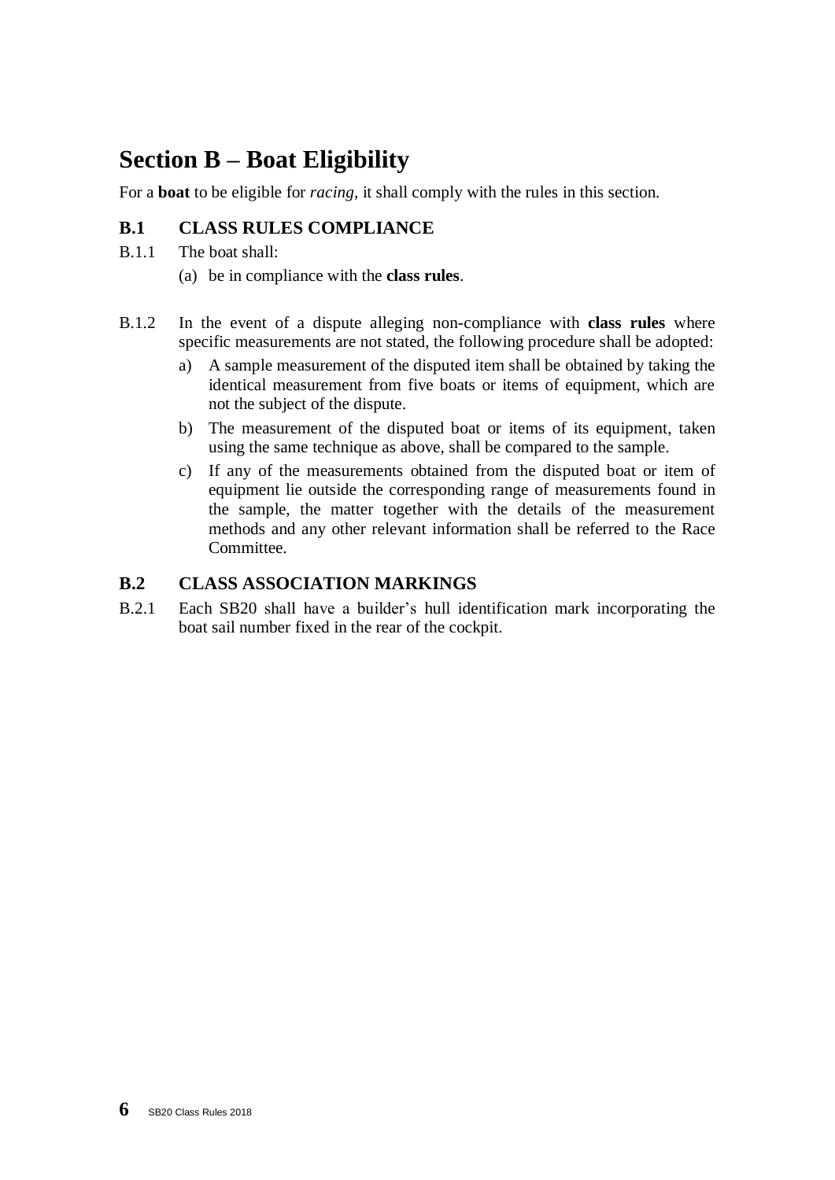# Section B – Boat Eligibility

For a **boat** to be eligible for *racing*, it shall comply with the rules in this section.

## B.1 CLASS RULES COMPLIANCE

B.1.1 The boat shall:

(a) be in compliance with the **class rules**.

B.1.2 In the event of a dispute alleging non-compliance with **class rules** where specific measurements are not stated, the following procedure shall be adopted:

a) A sample measurement of the disputed item shall be obtained by taking the identical measurement from five boats or items of equipment, which are not the subject of the dispute.

b) The measurement of the disputed boat or items of its equipment, taken using the same technique as above, shall be compared to the sample.

c) If any of the measurements obtained from the disputed boat or item of equipment lie outside the corresponding range of measurements found in the sample, the matter together with the details of the measurement methods and any other relevant information shall be referred to the Race Committee.

## B.2 CLASS ASSOCIATION MARKINGS

B.2.1 Each SB20 shall have a builder's hull identification mark incorporating the boat sail number fixed in the rear of the cockpit.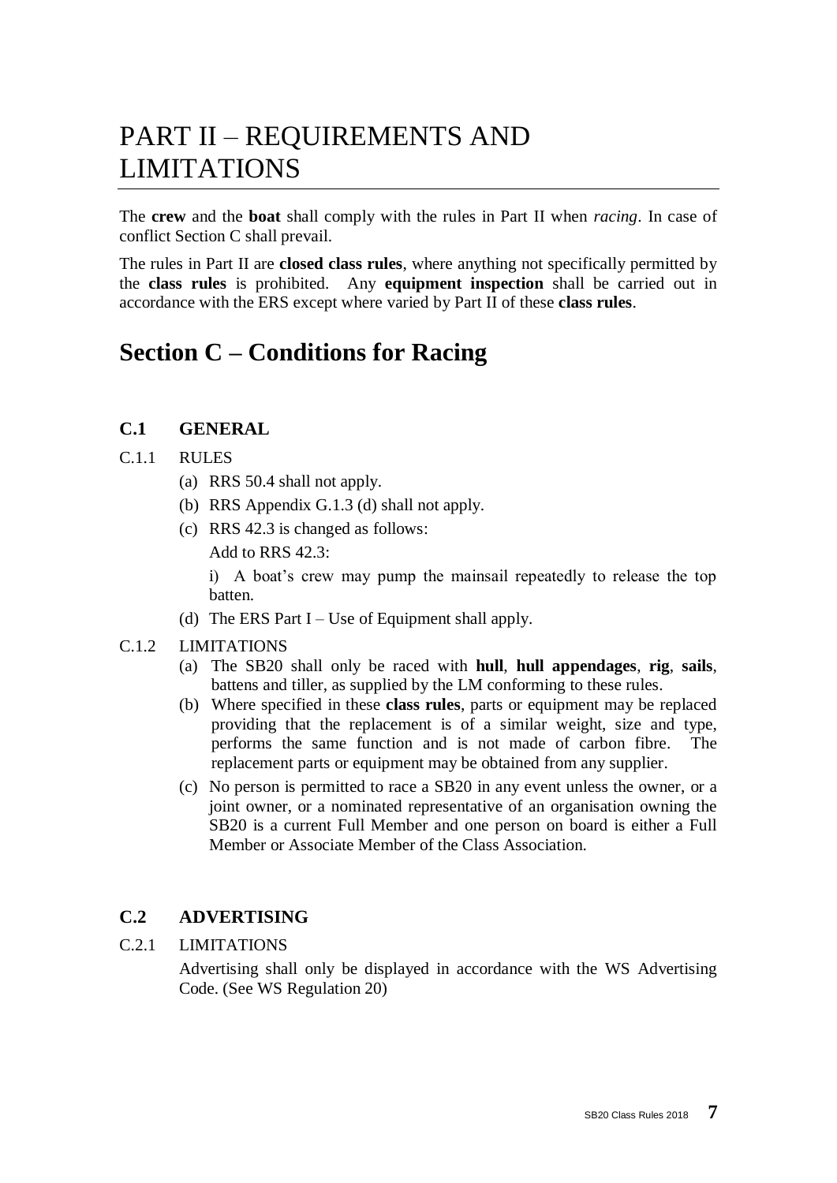# PART II – REQUIREMENTS AND LIMITATIONS

The **crew** and the **boat** shall comply with the rules in Part II when *racing*. In case of conflict Section C shall prevail.

The rules in Part II are **closed class rules**, where anything not specifically permitted by the **class rules** is prohibited. Any **equipment inspection** shall be carried out in accordance with the ERS except where varied by Part II of these **class rules**.

## Section C – Conditions for Racing

### C.1 GENERAL

C.1.1 RULES

(a) RRS 50.4 shall not apply.

(b) RRS Appendix G.1.3 (d) shall not apply.

(c) RRS 42.3 is changed as follows:

Add to RRS 42.3:

i) A boat's crew may pump the mainsail repeatedly to release the top batten.

(d) The ERS Part I – Use of Equipment shall apply.

C.1.2 LIMITATIONS

(a) The SB20 shall only be raced with **hull**, **hull appendages**, **rig**, **sails**, battens and tiller, as supplied by the LM conforming to these rules.

(b) Where specified in these **class rules**, parts or equipment may be replaced providing that the replacement is of a similar weight, size and type, performs the same function and is not made of carbon fibre. The replacement parts or equipment may be obtained from any supplier.

(c) No person is permitted to race a SB20 in any event unless the owner, or a joint owner, or a nominated representative of an organisation owning the SB20 is a current Full Member and one person on board is either a Full Member or Associate Member of the Class Association.

### C.2 ADVERTISING

C.2.1 LIMITATIONS

Advertising shall only be displayed in accordance with the WS Advertising Code. (See WS Regulation 20)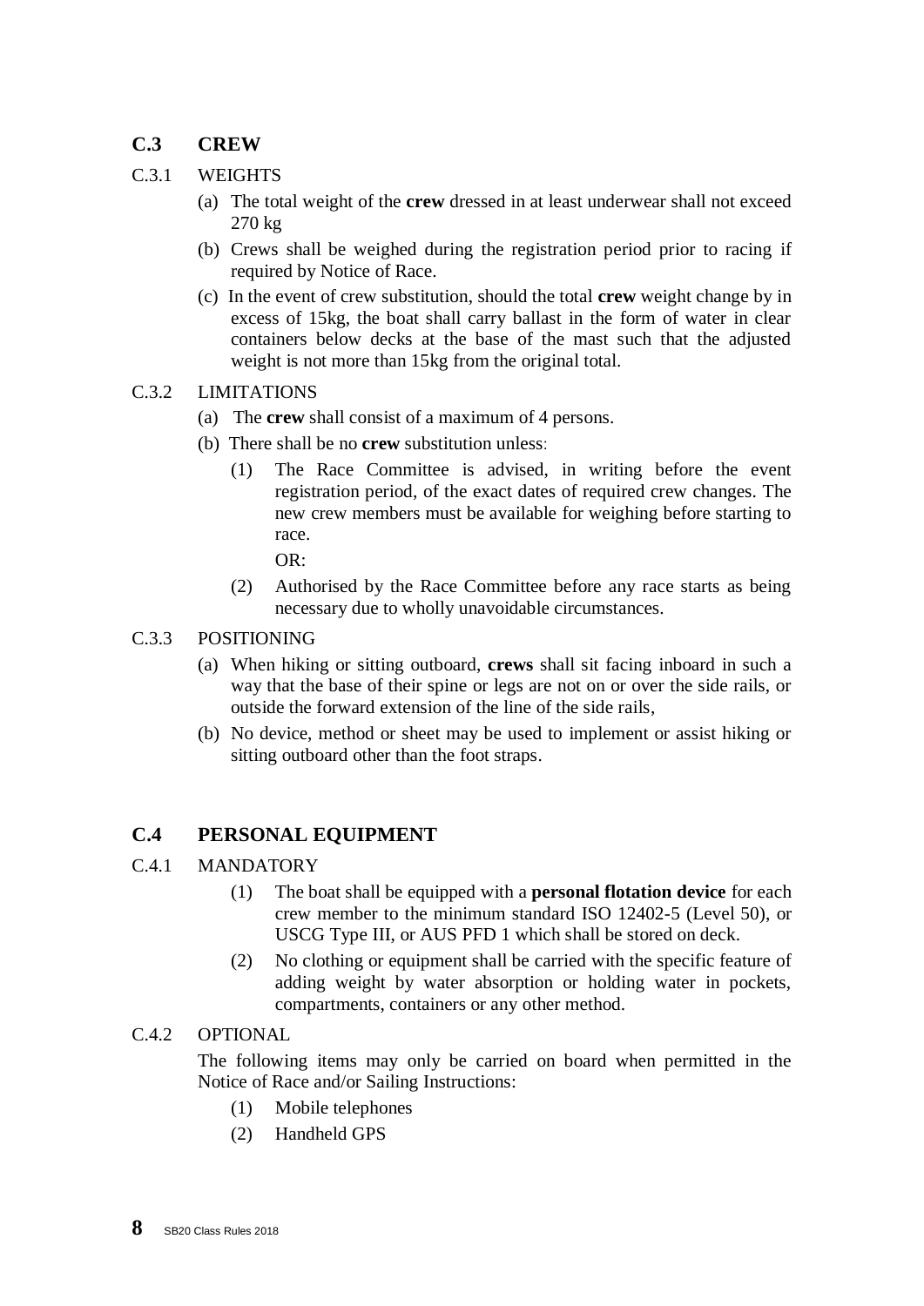## C.3 CREW

C.3.1 WEIGHTS

(a) The total weight of the **crew** dressed in at least underwear shall not exceed 270 kg

(b) Crews shall be weighed during the registration period prior to racing if required by Notice of Race.

(c) In the event of crew substitution, should the total **crew** weight change by in excess of 15kg, the boat shall carry ballast in the form of water in clear containers below decks at the base of the mast such that the adjusted weight is not more than 15kg from the original total.

C.3.2 LIMITATIONS

(a) The **crew** shall consist of a maximum of 4 persons.

(b) There shall be no **crew** substitution unless:

(1) The Race Committee is advised, in writing before the event registration period, of the exact dates of required crew changes. The new crew members must be available for weighing before starting to race.

OR:

(2) Authorised by the Race Committee before any race starts as being necessary due to wholly unavoidable circumstances.

C.3.3 POSITIONING

(a) When hiking or sitting outboard, **crews** shall sit facing inboard in such a way that the base of their spine or legs are not on or over the side rails, or outside the forward extension of the line of the side rails,

(b) No device, method or sheet may be used to implement or assist hiking or sitting outboard other than the foot straps.

## C.4 PERSONAL EQUIPMENT

C.4.1 MANDATORY

(1) The boat shall be equipped with a **personal flotation device** for each crew member to the minimum standard ISO 12402-5 (Level 50), or USCG Type III, or AUS PFD 1 which shall be stored on deck.

(2) No clothing or equipment shall be carried with the specific feature of adding weight by water absorption or holding water in pockets, compartments, containers or any other method.

C.4.2 OPTIONAL

The following items may only be carried on board when permitted in the Notice of Race and/or Sailing Instructions:

(1) Mobile telephones

(2) Handheld GPS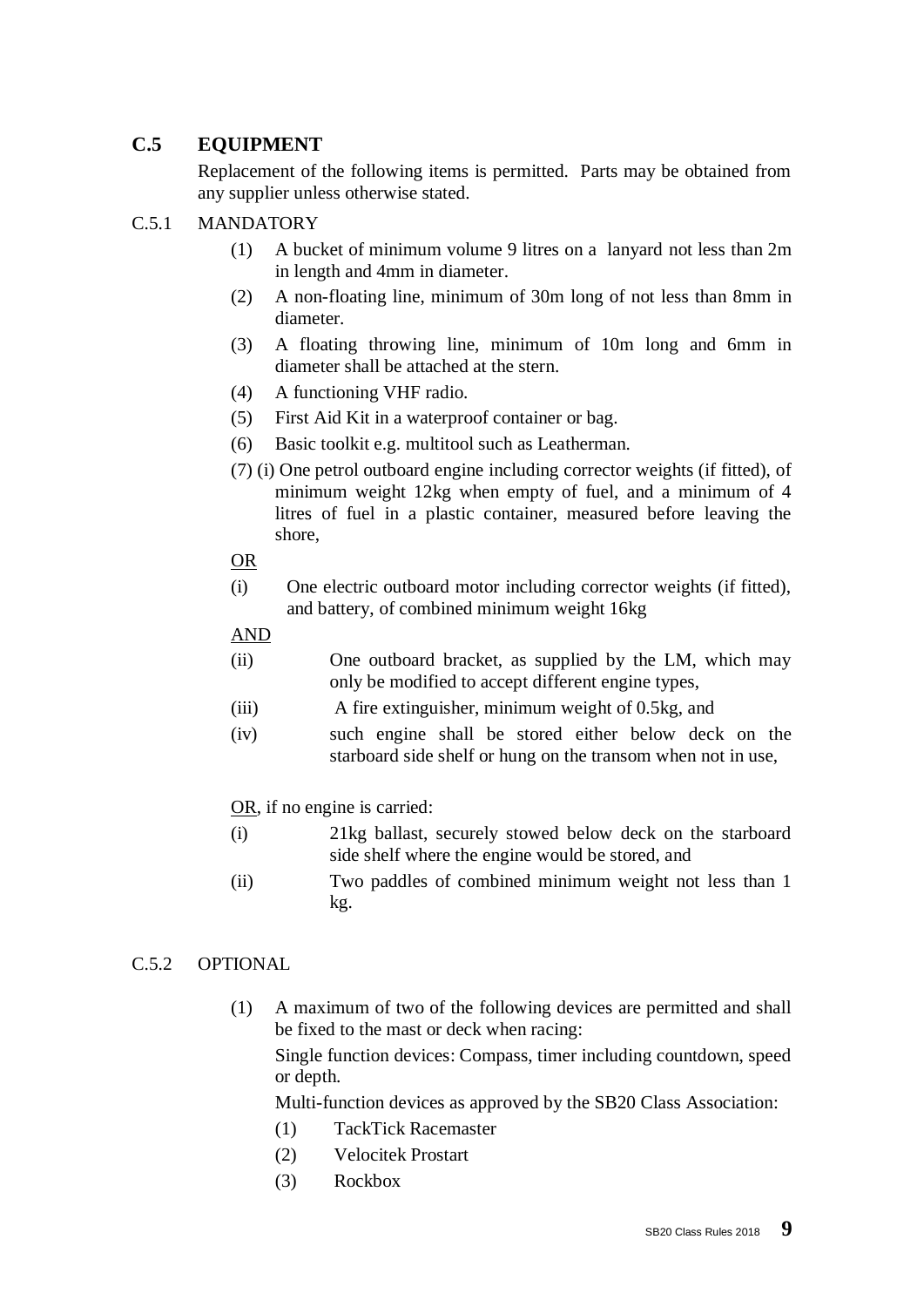## C.5 EQUIPMENT

Replacement of the following items is permitted. Parts may be obtained from any supplier unless otherwise stated.

### C.5.1 MANDATORY

(1) A bucket of minimum volume 9 litres on a lanyard not less than 2m in length and 4mm in diameter.

(2) A non-floating line, minimum of 30m long of not less than 8mm in diameter.

(3) A floating throwing line, minimum of 10m long and 6mm in diameter shall be attached at the stern.

(4) A functioning VHF radio.

(5) First Aid Kit in a waterproof container or bag.

(6) Basic toolkit e.g. multitool such as Leatherman.

(7) (i) One petrol outboard engine including corrector weights (if fitted), of minimum weight 12kg when empty of fuel, and a minimum of 4 litres of fuel in a plastic container, measured before leaving the shore,

<u>OR</u>

(i) One electric outboard motor including corrector weights (if fitted), and battery, of combined minimum weight 16kg

<u>AND</u>

(ii) One outboard bracket, as supplied by the LM, which may only be modified to accept different engine types,

(iii) A fire extinguisher, minimum weight of 0.5kg, and

(iv) such engine shall be stored either below deck on the starboard side shelf or hung on the transom when not in use,

<u>OR</u>, if no engine is carried:

(i) 21kg ballast, securely stowed below deck on the starboard side shelf where the engine would be stored, and

(ii) Two paddles of combined minimum weight not less than 1 kg.

### C.5.2 OPTIONAL

(1) A maximum of two of the following devices are permitted and shall be fixed to the mast or deck when racing:

Single function devices: Compass, timer including countdown, speed or depth.

Multi-function devices as approved by the SB20 Class Association:

(1) TackTick Racemaster

(2) Velocitek Prostart

(3) Rockbox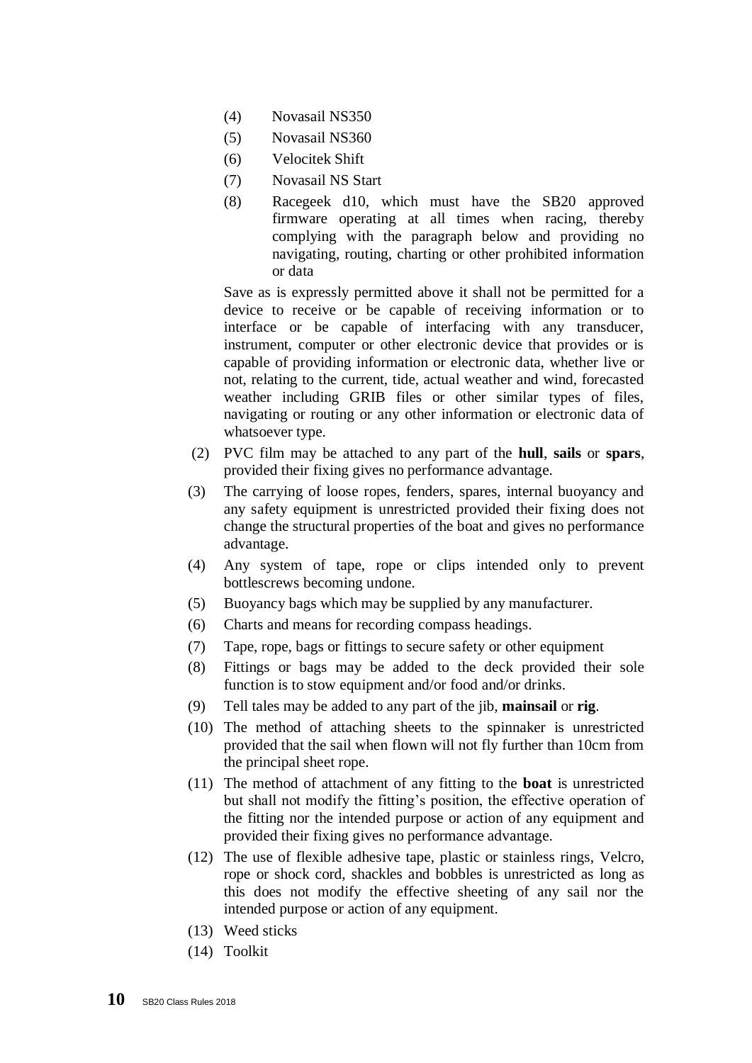(4) Novasail NS350

(5) Novasail NS360

(6) Velocitek Shift

(7) Novasail NS Start

(8) Racegeek d10, which must have the SB20 approved firmware operating at all times when racing, thereby complying with the paragraph below and providing no navigating, routing, charting or other prohibited information or data

Save as is expressly permitted above it shall not be permitted for a device to receive or be capable of receiving information or to interface or be capable of interfacing with any transducer, instrument, computer or other electronic device that provides or is capable of providing information or electronic data, whether live or not, relating to the current, tide, actual weather and wind, forecasted weather including GRIB files or other similar types of files, navigating or routing or any other information or electronic data of whatsoever type.

(2) PVC film may be attached to any part of the **hull**, **sails** or **spars**, provided their fixing gives no performance advantage.

(3) The carrying of loose ropes, fenders, spares, internal buoyancy and any safety equipment is unrestricted provided their fixing does not change the structural properties of the boat and gives no performance advantage.

(4) Any system of tape, rope or clips intended only to prevent bottlescrews becoming undone.

(5) Buoyancy bags which may be supplied by any manufacturer.

(6) Charts and means for recording compass headings.

(7) Tape, rope, bags or fittings to secure safety or other equipment

(8) Fittings or bags may be added to the deck provided their sole function is to stow equipment and/or food and/or drinks.

(9) Tell tales may be added to any part of the jib, **mainsail** or **rig**.

(10) The method of attaching sheets to the spinnaker is unrestricted provided that the sail when flown will not fly further than 10cm from the principal sheet rope.

(11) The method of attachment of any fitting to the **boat** is unrestricted but shall not modify the fitting's position, the effective operation of the fitting nor the intended purpose or action of any equipment and provided their fixing gives no performance advantage.

(12) The use of flexible adhesive tape, plastic or stainless rings, Velcro, rope or shock cord, shackles and bobbles is unrestricted as long as this does not modify the effective sheeting of any sail nor the intended purpose or action of any equipment.

(13) Weed sticks

(14) Toolkit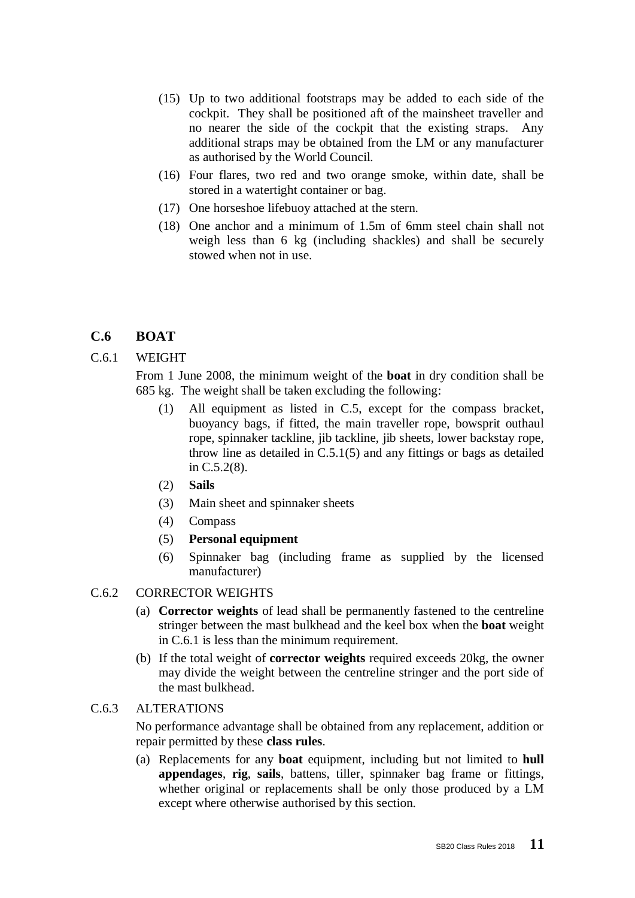(15) Up to two additional footstraps may be added to each side of the cockpit. They shall be positioned aft of the mainsheet traveller and no nearer the side of the cockpit that the existing straps. Any additional straps may be obtained from the LM or any manufacturer as authorised by the World Council.

(16) Four flares, two red and two orange smoke, within date, shall be stored in a watertight container or bag.

(17) One horseshoe lifebuoy attached at the stern.

(18) One anchor and a minimum of 1.5m of 6mm steel chain shall not weigh less than 6 kg (including shackles) and shall be securely stowed when not in use.

## C.6 BOAT

C.6.1 WEIGHT

From 1 June 2008, the minimum weight of the **boat** in dry condition shall be 685 kg. The weight shall be taken excluding the following:

(1) All equipment as listed in C.5, except for the compass bracket, buoyancy bags, if fitted, the main traveller rope, bowsprit outhaul rope, spinnaker tackline, jib tackline, jib sheets, lower backstay rope, throw line as detailed in C.5.1(5) and any fittings or bags as detailed in C.5.2(8).

(2) **Sails**

(3) Main sheet and spinnaker sheets

(4) Compass

(5) **Personal equipment**

(6) Spinnaker bag (including frame as supplied by the licensed manufacturer)

C.6.2 CORRECTOR WEIGHTS

(a) **Corrector weights** of lead shall be permanently fastened to the centreline stringer between the mast bulkhead and the keel box when the **boat** weight in C.6.1 is less than the minimum requirement.

(b) If the total weight of **corrector weights** required exceeds 20kg, the owner may divide the weight between the centreline stringer and the port side of the mast bulkhead.

C.6.3 ALTERATIONS

No performance advantage shall be obtained from any replacement, addition or repair permitted by these **class rules**.

(a) Replacements for any **boat** equipment, including but not limited to **hull appendages**, **rig**, **sails**, battens, tiller, spinnaker bag frame or fittings, whether original or replacements shall be only those produced by a LM except where otherwise authorised by this section.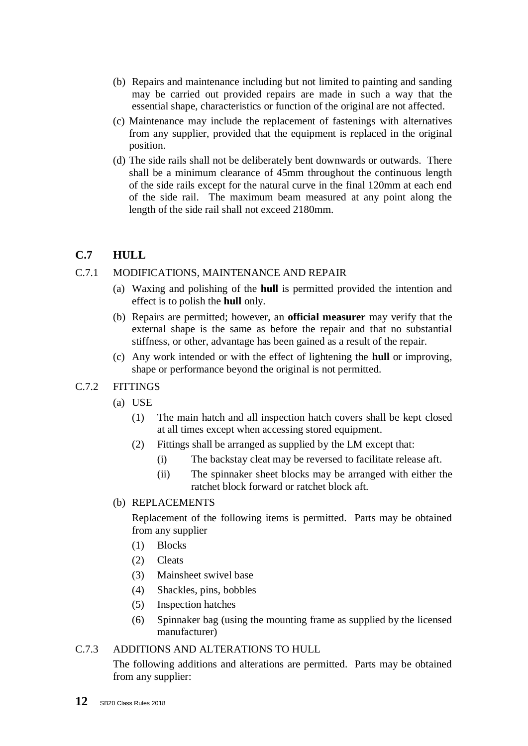(b) Repairs and maintenance including but not limited to painting and sanding may be carried out provided repairs are made in such a way that the essential shape, characteristics or function of the original are not affected.

(c) Maintenance may include the replacement of fastenings with alternatives from any supplier, provided that the equipment is replaced in the original position.

(d) The side rails shall not be deliberately bent downwards or outwards. There shall be a minimum clearance of 45mm throughout the continuous length of the side rails except for the natural curve in the final 120mm at each end of the side rail. The maximum beam measured at any point along the length of the side rail shall not exceed 2180mm.

## C.7 HULL

C.7.1 MODIFICATIONS, MAINTENANCE AND REPAIR

(a) Waxing and polishing of the **hull** is permitted provided the intention and effect is to polish the **hull** only.

(b) Repairs are permitted; however, an **official measurer** may verify that the external shape is the same as before the repair and that no substantial stiffness, or other, advantage has been gained as a result of the repair.

(c) Any work intended or with the effect of lightening the **hull** or improving, shape or performance beyond the original is not permitted.

C.7.2 FITTINGS

(a) USE

(1) The main hatch and all inspection hatch covers shall be kept closed at all times except when accessing stored equipment.

(2) Fittings shall be arranged as supplied by the LM except that:

(i) The backstay cleat may be reversed to facilitate release aft.

(ii) The spinnaker sheet blocks may be arranged with either the ratchet block forward or ratchet block aft.

(b) REPLACEMENTS

Replacement of the following items is permitted. Parts may be obtained from any supplier

(1) Blocks

(2) Cleats

(3) Mainsheet swivel base

(4) Shackles, pins, bobbles

(5) Inspection hatches

(6) Spinnaker bag (using the mounting frame as supplied by the licensed manufacturer)

C.7.3 ADDITIONS AND ALTERATIONS TO HULL

The following additions and alterations are permitted. Parts may be obtained from any supplier: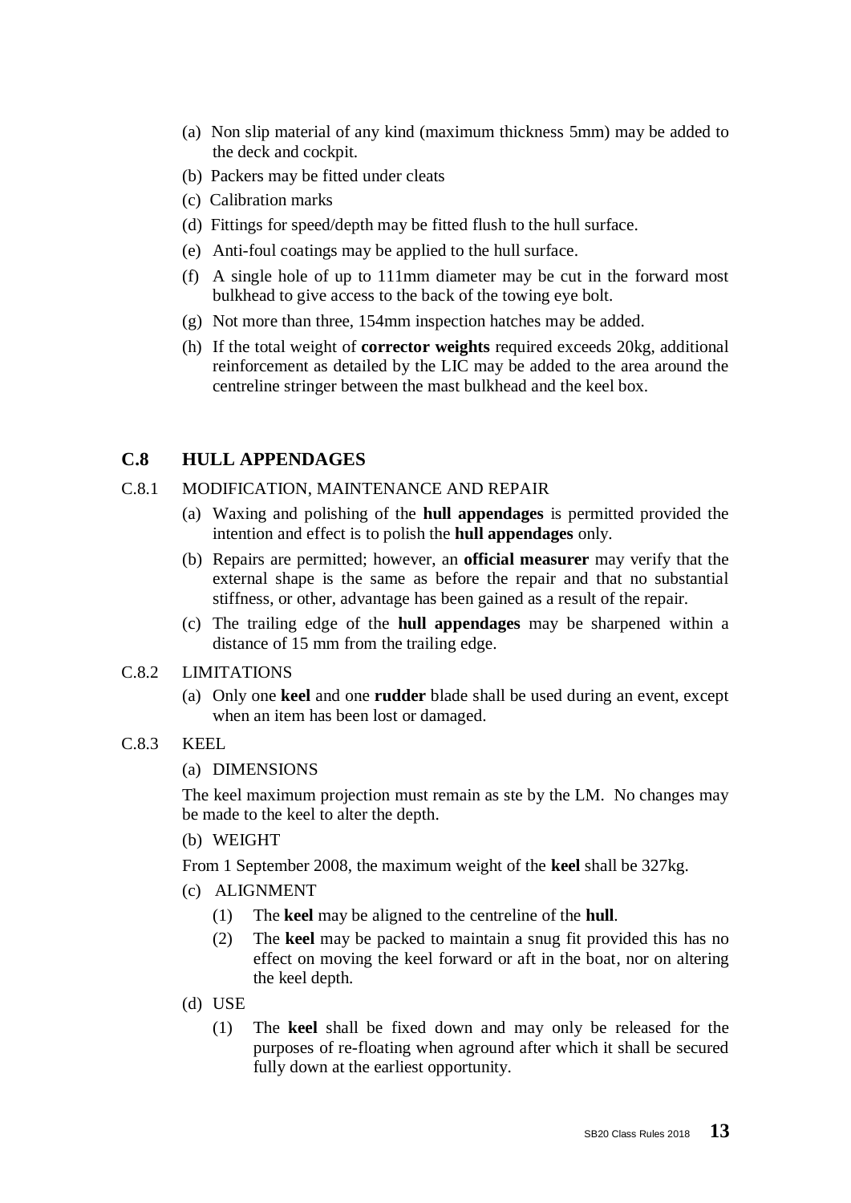(a) Non slip material of any kind (maximum thickness 5mm) may be added to the deck and cockpit.

(b) Packers may be fitted under cleats

(c) Calibration marks

(d) Fittings for speed/depth may be fitted flush to the hull surface.

(e) Anti-foul coatings may be applied to the hull surface.

(f) A single hole of up to 111mm diameter may be cut in the forward most bulkhead to give access to the back of the towing eye bolt.

(g) Not more than three, 154mm inspection hatches may be added.

(h) If the total weight of **corrector weights** required exceeds 20kg, additional reinforcement as detailed by the LIC may be added to the area around the centreline stringer between the mast bulkhead and the keel box.

## C.8 HULL APPENDAGES

### C.8.1 MODIFICATION, MAINTENANCE AND REPAIR

(a) Waxing and polishing of the **hull appendages** is permitted provided the intention and effect is to polish the **hull appendages** only.

(b) Repairs are permitted; however, an **official measurer** may verify that the external shape is the same as before the repair and that no substantial stiffness, or other, advantage has been gained as a result of the repair.

(c) The trailing edge of the **hull appendages** may be sharpened within a distance of 15 mm from the trailing edge.

### C.8.2 LIMITATIONS

(a) Only one **keel** and one **rudder** blade shall be used during an event, except when an item has been lost or damaged.

### C.8.3 KEEL

(a) DIMENSIONS

The keel maximum projection must remain as ste by the LM. No changes may be made to the keel to alter the depth.

(b) WEIGHT

From 1 September 2008, the maximum weight of the **keel** shall be 327kg.

(c) ALIGNMENT

(1) The **keel** may be aligned to the centreline of the **hull**.

(2) The **keel** may be packed to maintain a snug fit provided this has no effect on moving the keel forward or aft in the boat, nor on altering the keel depth.

(d) USE

(1) The **keel** shall be fixed down and may only be released for the purposes of re-floating when aground after which it shall be secured fully down at the earliest opportunity.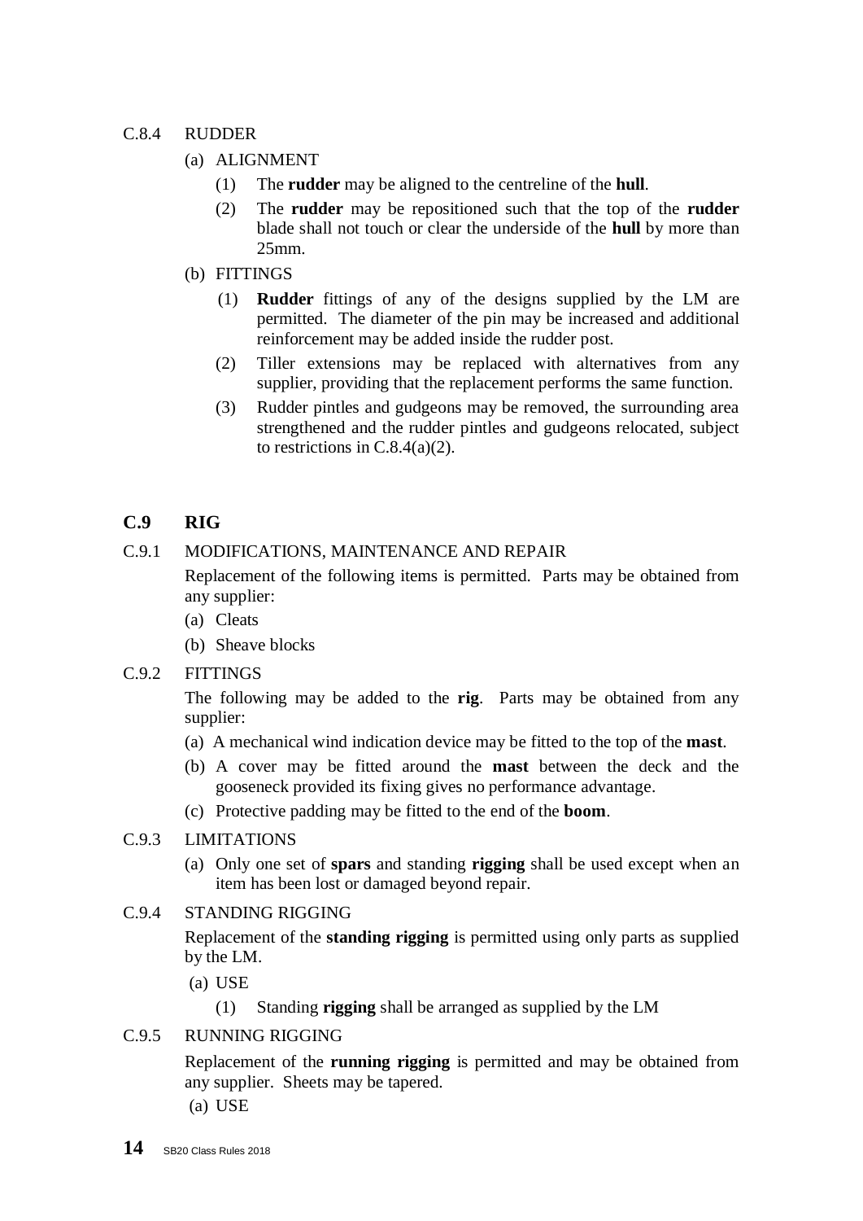C.8.4 RUDDER

(a) ALIGNMENT

(1) The **rudder** may be aligned to the centreline of the **hull**.

(2) The **rudder** may be repositioned such that the top of the **rudder** blade shall not touch or clear the underside of the **hull** by more than 25mm.

(b) FITTINGS

(1) **Rudder** fittings of any of the designs supplied by the LM are permitted. The diameter of the pin may be increased and additional reinforcement may be added inside the rudder post.

(2) Tiller extensions may be replaced with alternatives from any supplier, providing that the replacement performs the same function.

(3) Rudder pintles and gudgeons may be removed, the surrounding area strengthened and the rudder pintles and gudgeons relocated, subject to restrictions in C.8.4(a)(2).

## C.9 RIG

C.9.1 MODIFICATIONS, MAINTENANCE AND REPAIR

Replacement of the following items is permitted. Parts may be obtained from any supplier:

(a) Cleats

(b) Sheave blocks

C.9.2 FITTINGS

The following may be added to the **rig**. Parts may be obtained from any supplier:

(a) A mechanical wind indication device may be fitted to the top of the **mast**.

(b) A cover may be fitted around the **mast** between the deck and the gooseneck provided its fixing gives no performance advantage.

(c) Protective padding may be fitted to the end of the **boom**.

C.9.3 LIMITATIONS

(a) Only one set of **spars** and standing **rigging** shall be used except when an item has been lost or damaged beyond repair.

C.9.4 STANDING RIGGING

Replacement of the **standing rigging** is permitted using only parts as supplied by the LM.

(a) USE

(1) Standing **rigging** shall be arranged as supplied by the LM

C.9.5 RUNNING RIGGING

Replacement of the **running rigging** is permitted and may be obtained from any supplier. Sheets may be tapered.

(a) USE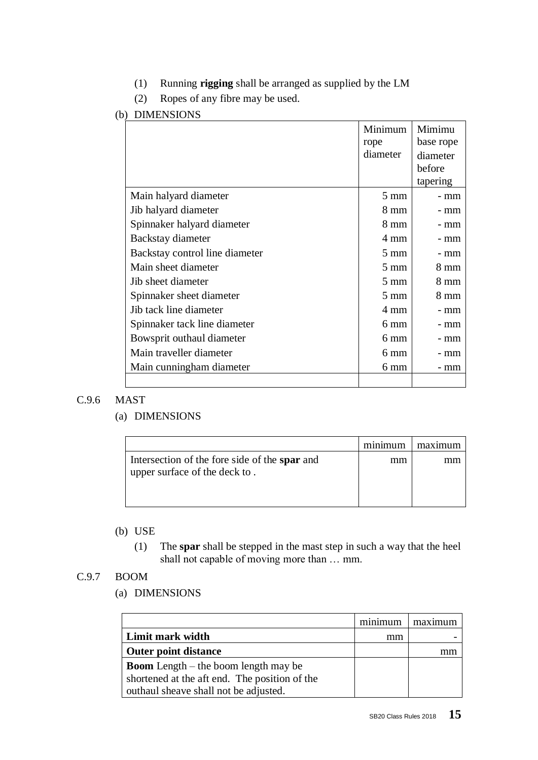(1) Running **rigging** shall be arranged as supplied by the LM

(2) Ropes of any fibre may be used.

(b) DIMENSIONS

| | Minimum rope diameter | Mimimu base rope diameter before tapering |
|---|---|---|
| Main halyard diameter | 5 mm | - mm |
| Jib halyard diameter | 8 mm | - mm |
| Spinnaker halyard diameter | 8 mm | - mm |
| Backstay diameter | 4 mm | - mm |
| Backstay control line diameter | 5 mm | - mm |
| Main sheet diameter | 5 mm | 8 mm |
| Jib sheet diameter | 5 mm | 8 mm |
| Spinnaker sheet diameter | 5 mm | 8 mm |
| Jib tack line diameter | 4 mm | - mm |
| Spinnaker tack line diameter | 6 mm | - mm |
| Bowsprit outhaul diameter | 6 mm | - mm |
| Main traveller diameter | 6 mm | - mm |
| Main cunningham diameter | 6 mm | - mm |
| | | |

C.9.6 MAST

(a) DIMENSIONS

| | minimum | maximum |
|---|---|---|
| Intersection of the fore side of the **spar** and upper surface of the deck to . | mm | mm |

(b) USE

(1) The **spar** shall be stepped in the mast step in such a way that the heel shall not capable of moving more than … mm.

C.9.7 BOOM

(a) DIMENSIONS

| | minimum | maximum |
|---|---|---|
| **Limit mark width** | mm | - |
| **Outer point distance** | | mm |
| **Boom** Length – the boom length may be shortened at the aft end. The position of the outhaul sheave shall not be adjusted. | | |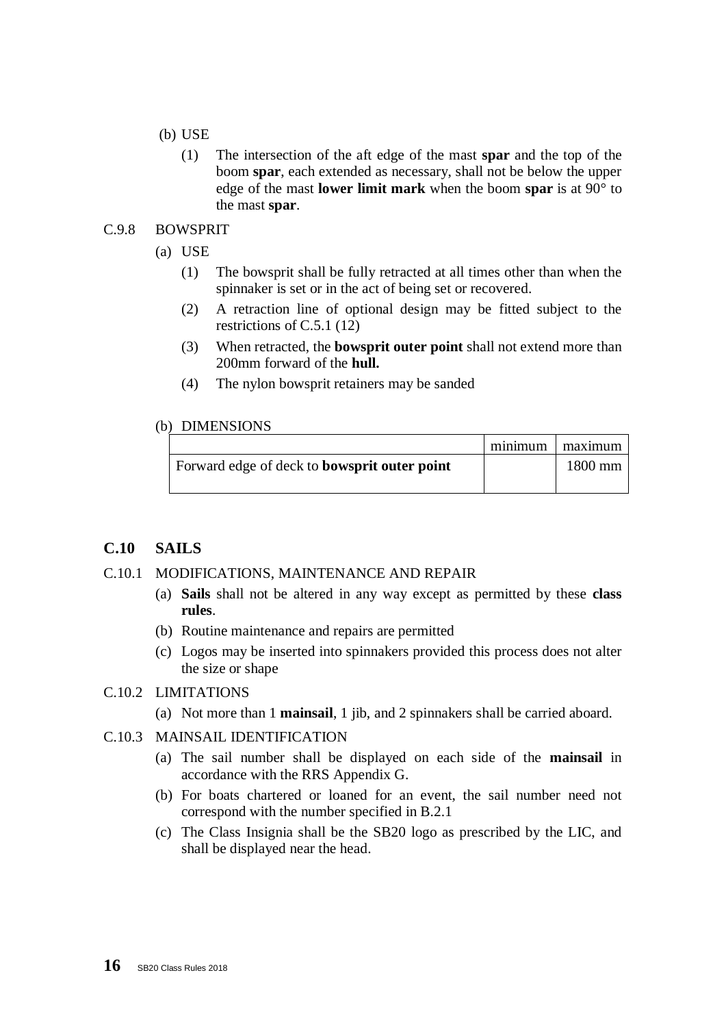(b) USE

(1) The intersection of the aft edge of the mast **spar** and the top of the boom **spar**, each extended as necessary, shall not be below the upper edge of the mast **lower limit mark** when the boom **spar** is at 90° to the mast **spar**.

C.9.8 BOWSPRIT

(a) USE

(1) The bowsprit shall be fully retracted at all times other than when the spinnaker is set or in the act of being set or recovered.

(2) A retraction line of optional design may be fitted subject to the restrictions of C.5.1 (12)

(3) When retracted, the **bowsprit outer point** shall not extend more than 200mm forward of the **hull.**

(4) The nylon bowsprit retainers may be sanded

(b) DIMENSIONS

| | minimum | maximum |
|---|---|---|
| Forward edge of deck to **bowsprit outer point** | | 1800 mm |

## C.10 SAILS

C.10.1 MODIFICATIONS, MAINTENANCE AND REPAIR

(a) **Sails** shall not be altered in any way except as permitted by these **class rules**.

(b) Routine maintenance and repairs are permitted

(c) Logos may be inserted into spinnakers provided this process does not alter the size or shape

C.10.2 LIMITATIONS

(a) Not more than 1 **mainsail**, 1 jib, and 2 spinnakers shall be carried aboard.

C.10.3 MAINSAIL IDENTIFICATION

(a) The sail number shall be displayed on each side of the **mainsail** in accordance with the RRS Appendix G.

(b) For boats chartered or loaned for an event, the sail number need not correspond with the number specified in B.2.1

(c) The Class Insignia shall be the SB20 logo as prescribed by the LIC, and shall be displayed near the head.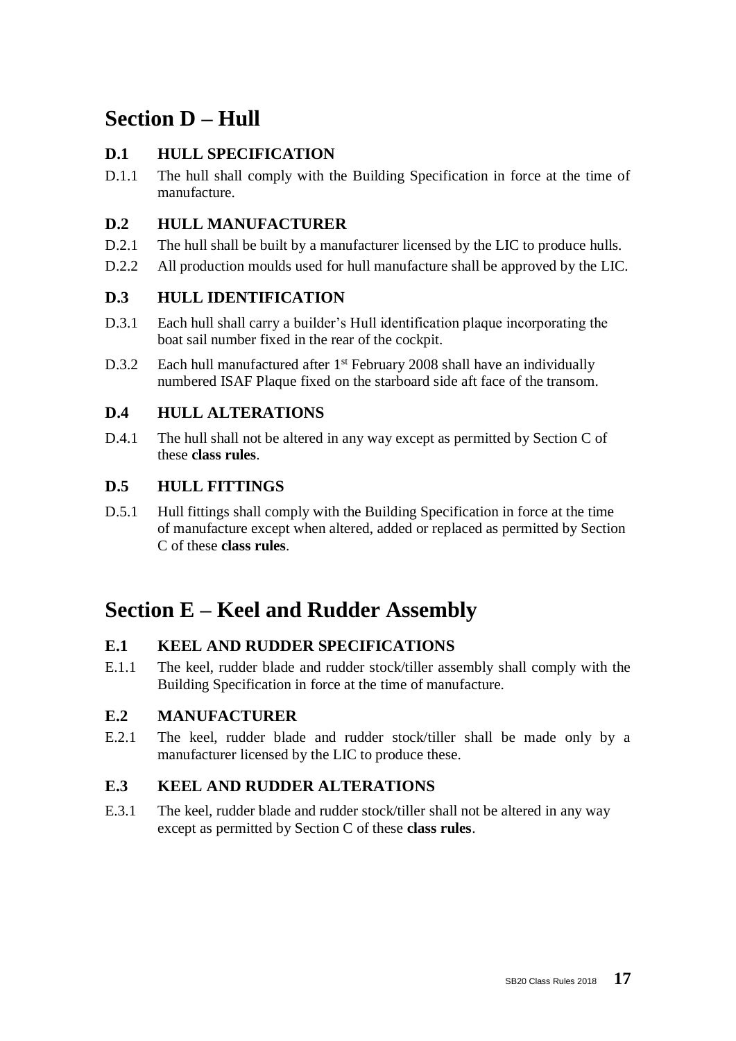# Section D – Hull

## D.1 HULL SPECIFICATION

D.1.1 The hull shall comply with the Building Specification in force at the time of manufacture.

## D.2 HULL MANUFACTURER

D.2.1 The hull shall be built by a manufacturer licensed by the LIC to produce hulls.

D.2.2 All production moulds used for hull manufacture shall be approved by the LIC.

## D.3 HULL IDENTIFICATION

D.3.1 Each hull shall carry a builder's Hull identification plaque incorporating the boat sail number fixed in the rear of the cockpit.

D.3.2 Each hull manufactured after 1st February 2008 shall have an individually numbered ISAF Plaque fixed on the starboard side aft face of the transom.

## D.4 HULL ALTERATIONS

D.4.1 The hull shall not be altered in any way except as permitted by Section C of these **class rules**.

## D.5 HULL FITTINGS

D.5.1 Hull fittings shall comply with the Building Specification in force at the time of manufacture except when altered, added or replaced as permitted by Section C of these **class rules**.

# Section E – Keel and Rudder Assembly

## E.1 KEEL AND RUDDER SPECIFICATIONS

E.1.1 The keel, rudder blade and rudder stock/tiller assembly shall comply with the Building Specification in force at the time of manufacture.

## E.2 MANUFACTURER

E.2.1 The keel, rudder blade and rudder stock/tiller shall be made only by a manufacturer licensed by the LIC to produce these.

## E.3 KEEL AND RUDDER ALTERATIONS

E.3.1 The keel, rudder blade and rudder stock/tiller shall not be altered in any way except as permitted by Section C of these **class rules**.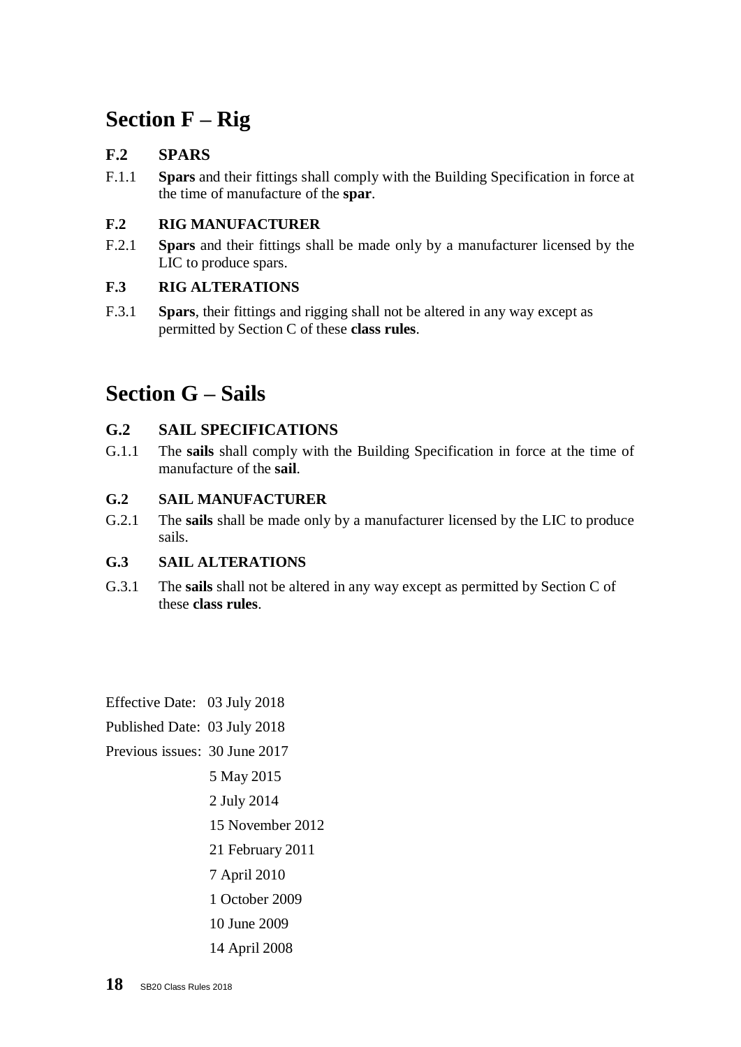# Section F – Rig

### F.2 SPARS

F.1.1 **Spars** and their fittings shall comply with the Building Specification in force at the time of manufacture of the **spar**.

### F.2 RIG MANUFACTURER

F.2.1 **Spars** and their fittings shall be made only by a manufacturer licensed by the LIC to produce spars.

### F.3 RIG ALTERATIONS

F.3.1 **Spars**, their fittings and rigging shall not be altered in any way except as permitted by Section C of these **class rules**.

# Section G – Sails

### G.2 SAIL SPECIFICATIONS

G.1.1 The **sails** shall comply with the Building Specification in force at the time of manufacture of the **sail**.

### G.2 SAIL MANUFACTURER

G.2.1 The **sails** shall be made only by a manufacturer licensed by the LIC to produce sails.

### G.3 SAIL ALTERATIONS

G.3.1 The **sails** shall not be altered in any way except as permitted by Section C of these **class rules**.

Effective Date: 03 July 2018

Published Date: 03 July 2018

Previous issues: 30 June 2017
5 May 2015
2 July 2014
15 November 2012
21 February 2011
7 April 2010
1 October 2009
10 June 2009
14 April 2008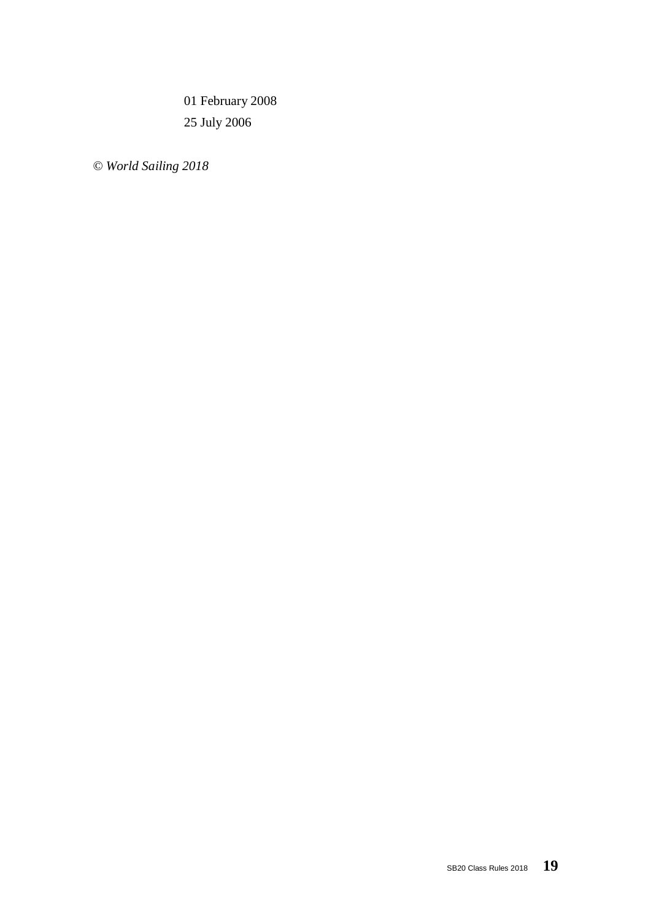01 February 2008

25 July 2006

© *World Sailing 2018*